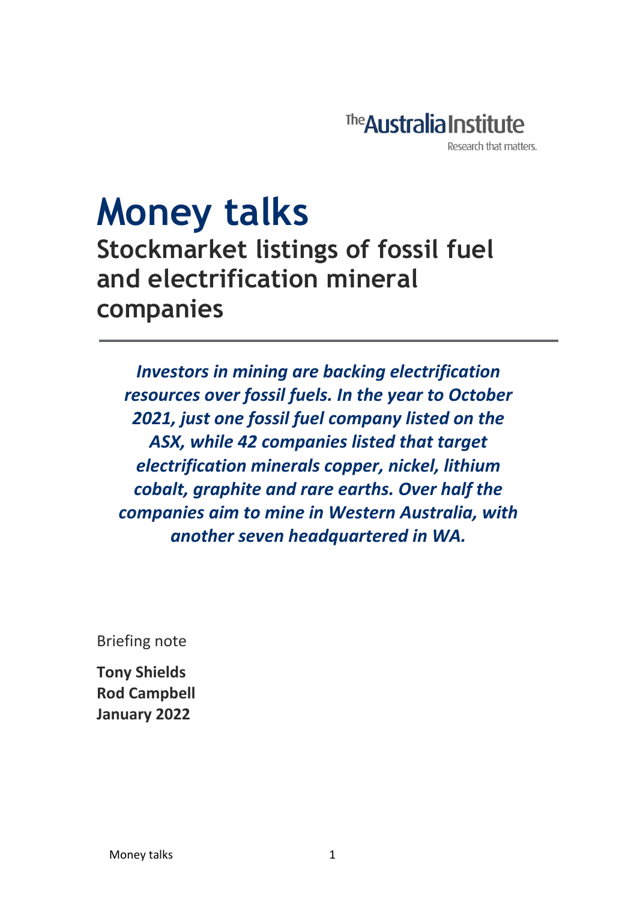The Australia Institute

Research that matters.

# Money talks

## Stockmarket listings of fossil fuel and electrification mineral companies

***Investors in mining are backing electrification resources over fossil fuels. In the year to October 2021, just one fossil fuel company listed on the ASX, while 42 companies listed that target electrification minerals copper, nickel, lithium cobalt, graphite and rare earths. Over half the companies aim to mine in Western Australia, with another seven headquartered in WA.***

Briefing note

**Tony Shields**
**Rod Campbell**
**January 2022**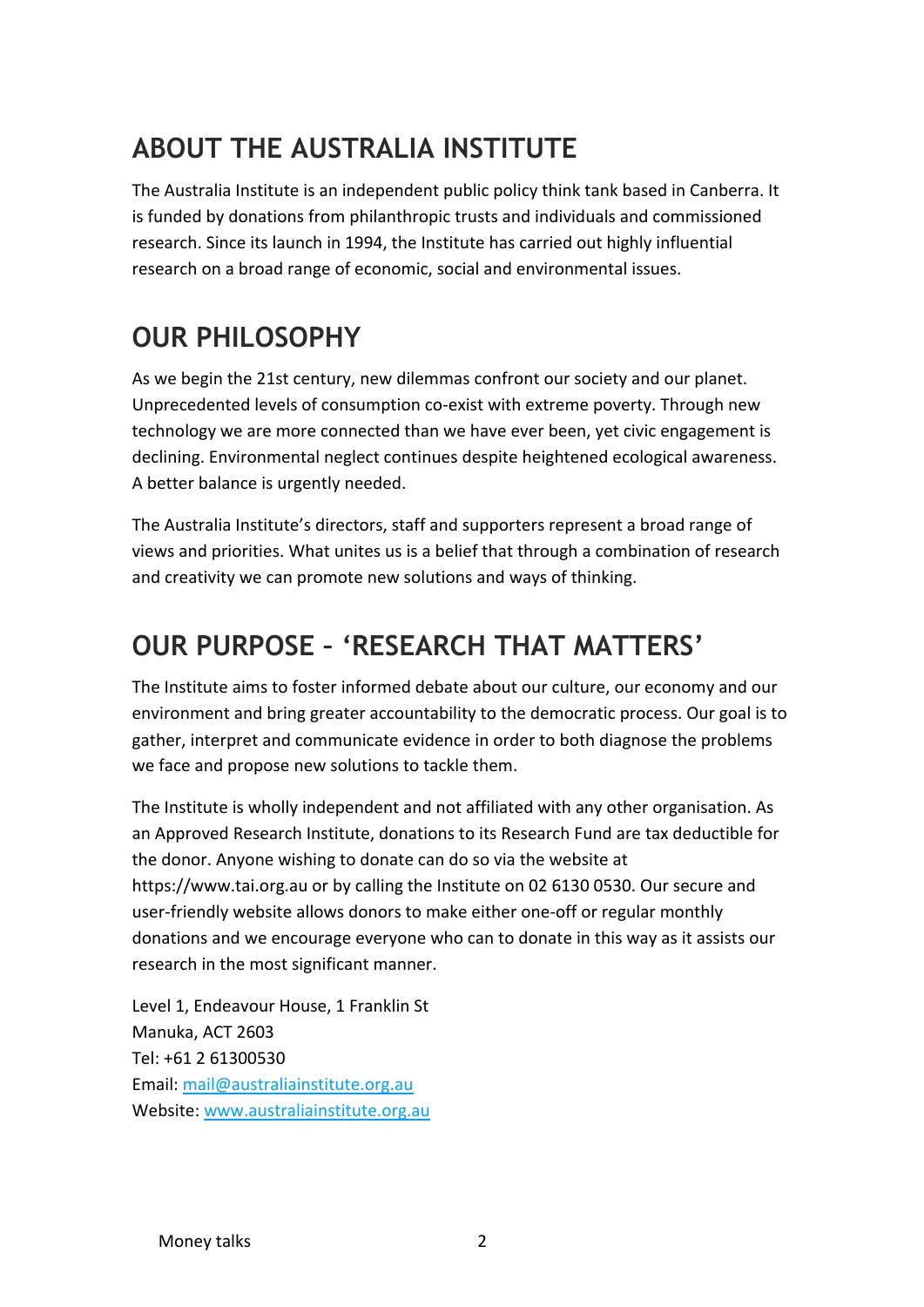## ABOUT THE AUSTRALIA INSTITUTE

The Australia Institute is an independent public policy think tank based in Canberra. It is funded by donations from philanthropic trusts and individuals and commissioned research. Since its launch in 1994, the Institute has carried out highly influential research on a broad range of economic, social and environmental issues.

## OUR PHILOSOPHY

As we begin the 21st century, new dilemmas confront our society and our planet. Unprecedented levels of consumption co-exist with extreme poverty. Through new technology we are more connected than we have ever been, yet civic engagement is declining. Environmental neglect continues despite heightened ecological awareness. A better balance is urgently needed.

The Australia Institute's directors, staff and supporters represent a broad range of views and priorities. What unites us is a belief that through a combination of research and creativity we can promote new solutions and ways of thinking.

## OUR PURPOSE – 'RESEARCH THAT MATTERS'

The Institute aims to foster informed debate about our culture, our economy and our environment and bring greater accountability to the democratic process. Our goal is to gather, interpret and communicate evidence in order to both diagnose the problems we face and propose new solutions to tackle them.

The Institute is wholly independent and not affiliated with any other organisation. As an Approved Research Institute, donations to its Research Fund are tax deductible for the donor. Anyone wishing to donate can do so via the website at https://www.tai.org.au or by calling the Institute on 02 6130 0530. Our secure and user-friendly website allows donors to make either one-off or regular monthly donations and we encourage everyone who can to donate in this way as it assists our research in the most significant manner.

Level 1, Endeavour House, 1 Franklin St
Manuka, ACT 2603
Tel: +61 2 61300530
Email: mail@australiainstitute.org.au
Website: www.australiainstitute.org.au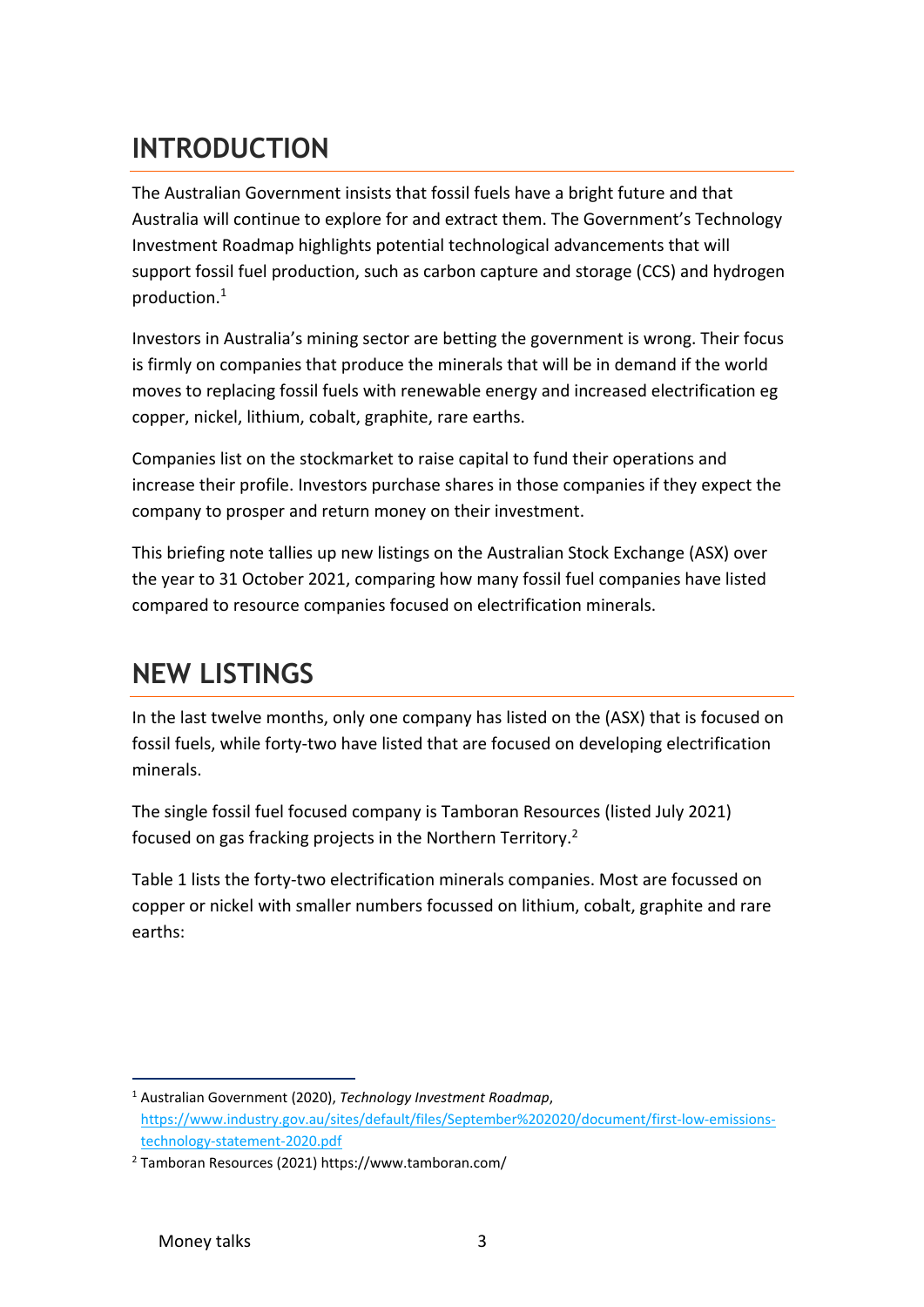# INTRODUCTION

The Australian Government insists that fossil fuels have a bright future and that Australia will continue to explore for and extract them. The Government's Technology Investment Roadmap highlights potential technological advancements that will support fossil fuel production, such as carbon capture and storage (CCS) and hydrogen production.[1]

Investors in Australia's mining sector are betting the government is wrong. Their focus is firmly on companies that produce the minerals that will be in demand if the world moves to replacing fossil fuels with renewable energy and increased electrification eg copper, nickel, lithium, cobalt, graphite, rare earths.

Companies list on the stockmarket to raise capital to fund their operations and increase their profile. Investors purchase shares in those companies if they expect the company to prosper and return money on their investment.

This briefing note tallies up new listings on the Australian Stock Exchange (ASX) over the year to 31 October 2021, comparing how many fossil fuel companies have listed compared to resource companies focused on electrification minerals.

# NEW LISTINGS

In the last twelve months, only one company has listed on the (ASX) that is focused on fossil fuels, while forty-two have listed that are focused on developing electrification minerals.

The single fossil fuel focused company is Tamboran Resources (listed July 2021) focused on gas fracking projects in the Northern Territory.[2]

Table 1 lists the forty-two electrification minerals companies. Most are focussed on copper or nickel with smaller numbers focussed on lithium, cobalt, graphite and rare earths:

---

[1] Australian Government (2020), *Technology Investment Roadmap*, https://www.industry.gov.au/sites/default/files/September%202020/document/first-low-emissions-technology-statement-2020.pdf

[2] Tamboran Resources (2021) https://www.tamboran.com/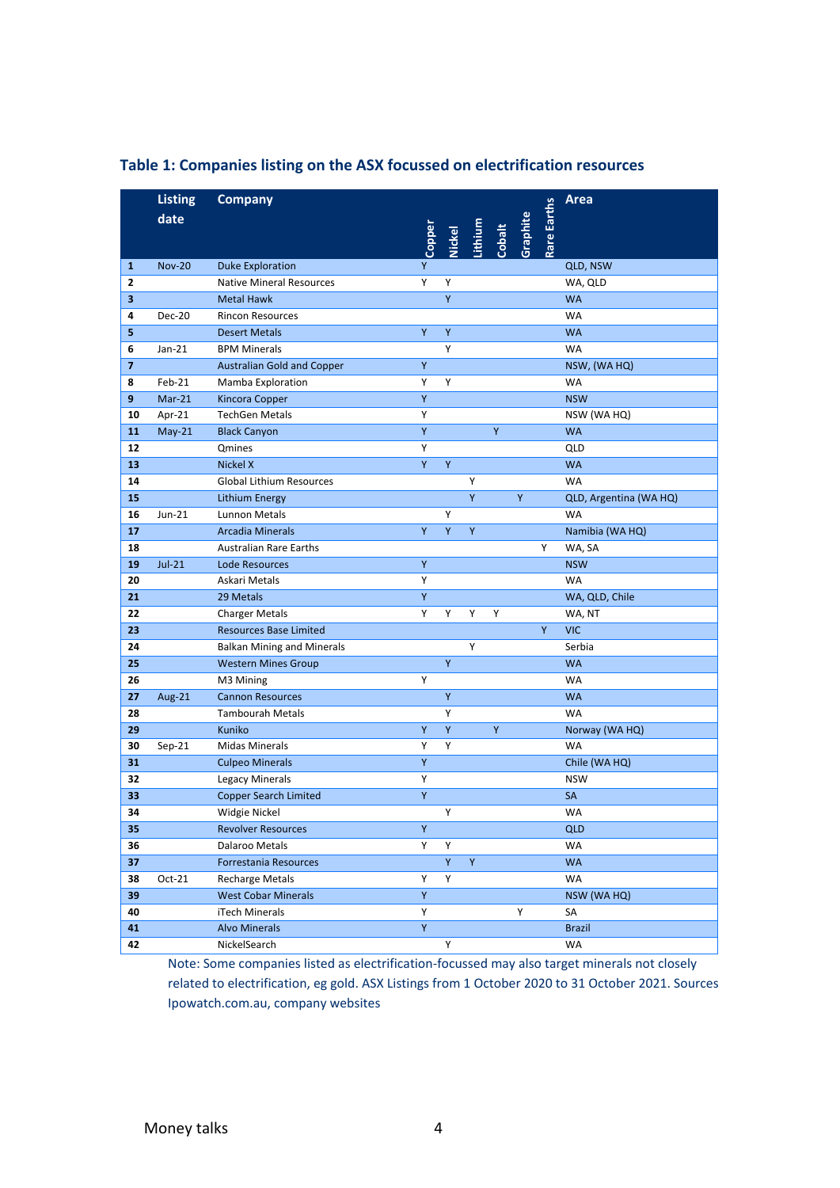### Table 1: Companies listing on the ASX focussed on electrification resources

| | Listing date | Company | Copper | Nickel | Lithium | Cobalt | Graphite | Rare Earths | Area |
|---|---|---|---|---|---|---|---|---|---|
| 1 | Nov-20 | Duke Exploration | Y | | | | | | QLD, NSW |
| 2 | | Native Mineral Resources | Y | Y | | | | | WA, QLD |
| 3 | | Metal Hawk | | Y | | | | | WA |
| 4 | Dec-20 | Rincon Resources | | | | | | | WA |
| 5 | | Desert Metals | Y | Y | | | | | WA |
| 6 | Jan-21 | BPM Minerals | | Y | | | | | WA |
| 7 | | Australian Gold and Copper | Y | | | | | | NSW, (WA HQ) |
| 8 | Feb-21 | Mamba Exploration | Y | Y | | | | | WA |
| 9 | Mar-21 | Kincora Copper | Y | | | | | | NSW |
| 10 | Apr-21 | TechGen Metals | Y | | | | | | NSW (WA HQ) |
| 11 | May-21 | Black Canyon | Y | | | Y | | | WA |
| 12 | | Qmines | Y | | | | | | QLD |
| 13 | | Nickel X | Y | Y | | | | | WA |
| 14 | | Global Lithium Resources | | | Y | | | | WA |
| 15 | | Lithium Energy | | | Y | | Y | | QLD, Argentina (WA HQ) |
| 16 | Jun-21 | Lunnon Metals | | Y | | | | | WA |
| 17 | | Arcadia Minerals | Y | Y | Y | | | | Namibia (WA HQ) |
| 18 | | Australian Rare Earths | | | | | | Y | WA, SA |
| 19 | Jul-21 | Lode Resources | Y | | | | | | NSW |
| 20 | | Askari Metals | Y | | | | | | WA |
| 21 | | 29 Metals | Y | | | | | | WA, QLD, Chile |
| 22 | | Charger Metals | Y | Y | Y | Y | | | WA, NT |
| 23 | | Resources Base Limited | | | | | | Y | VIC |
| 24 | | Balkan Mining and Minerals | | | Y | | | | Serbia |
| 25 | | Western Mines Group | | Y | | | | | WA |
| 26 | | M3 Mining | Y | | | | | | WA |
| 27 | Aug-21 | Cannon Resources | | Y | | | | | WA |
| 28 | | Tambourah Metals | | Y | | | | | WA |
| 29 | | Kuniko | Y | Y | | Y | | | Norway (WA HQ) |
| 30 | Sep-21 | Midas Minerals | Y | Y | | | | | WA |
| 31 | | Culpeo Minerals | Y | | | | | | Chile (WA HQ) |
| 32 | | Legacy Minerals | Y | | | | | | NSW |
| 33 | | Copper Search Limited | Y | | | | | | SA |
| 34 | | Widgie Nickel | | Y | | | | | WA |
| 35 | | Revolver Resources | Y | | | | | | QLD |
| 36 | | Dalaroo Metals | Y | Y | | | | | WA |
| 37 | | Forrestania Resources | | Y | Y | | | | WA |
| 38 | Oct-21 | Recharge Metals | Y | Y | | | | | WA |
| 39 | | West Cobar Minerals | Y | | | | | | NSW (WA HQ) |
| 40 | | iTech Minerals | Y | | | | Y | | SA |
| 41 | | Alvo Minerals | Y | | | | | | Brazil |
| 42 | | NickelSearch | | Y | | | | | WA |

Note: Some companies listed as electrification-focussed may also target minerals not closely related to electrification, eg gold. ASX Listings from 1 October 2020 to 31 October 2021. Sources Ipowatch.com.au, company websites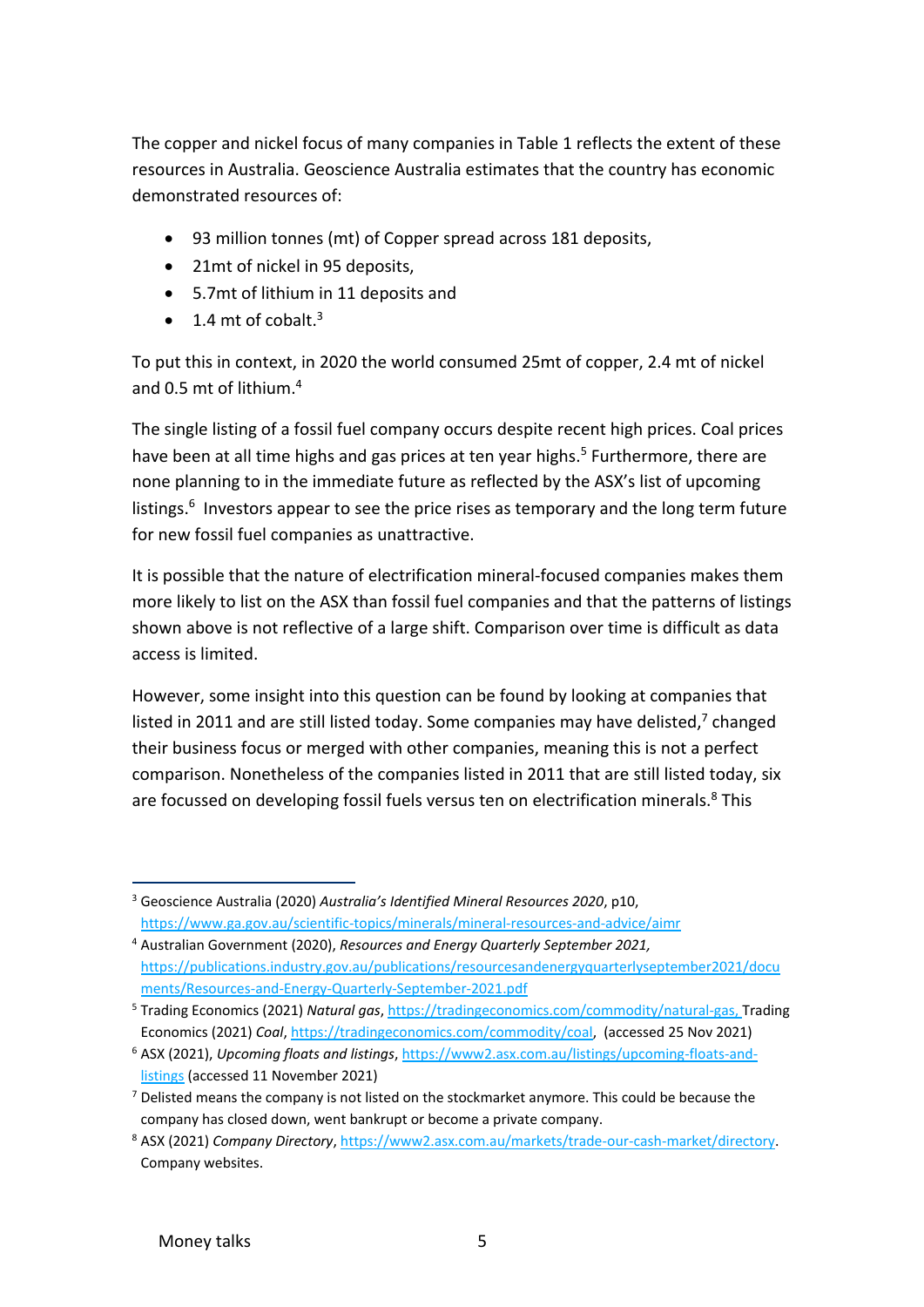The copper and nickel focus of many companies in Table 1 reflects the extent of these resources in Australia. Geoscience Australia estimates that the country has economic demonstrated resources of:

- 93 million tonnes (mt) of Copper spread across 181 deposits,
- 21mt of nickel in 95 deposits,
- 5.7mt of lithium in 11 deposits and
- 1.4 mt of cobalt.[3]

To put this in context, in 2020 the world consumed 25mt of copper, 2.4 mt of nickel and 0.5 mt of lithium.[4]

The single listing of a fossil fuel company occurs despite recent high prices. Coal prices have been at all time highs and gas prices at ten year highs.[5] Furthermore, there are none planning to in the immediate future as reflected by the ASX's list of upcoming listings.[6] Investors appear to see the price rises as temporary and the long term future for new fossil fuel companies as unattractive.

It is possible that the nature of electrification mineral-focused companies makes them more likely to list on the ASX than fossil fuel companies and that the patterns of listings shown above is not reflective of a large shift. Comparison over time is difficult as data access is limited.

However, some insight into this question can be found by looking at companies that listed in 2011 and are still listed today. Some companies may have delisted,[7] changed their business focus or merged with other companies, meaning this is not a perfect comparison. Nonetheless of the companies listed in 2011 that are still listed today, six are focussed on developing fossil fuels versus ten on electrification minerals.[8] This

---

[3] Geoscience Australia (2020) *Australia's Identified Mineral Resources 2020*, p10, https://www.ga.gov.au/scientific-topics/minerals/mineral-resources-and-advice/aimr

[4] Australian Government (2020), *Resources and Energy Quarterly September 2021,* https://publications.industry.gov.au/publications/resourcesandenergyquarterlyseptember2021/documents/Resources-and-Energy-Quarterly-September-2021.pdf

[5] Trading Economics (2021) *Natural gas*, https://tradingeconomics.com/commodity/natural-gas, Trading Economics (2021) *Coal*, https://tradingeconomics.com/commodity/coal, (accessed 25 Nov 2021)

[6] ASX (2021), *Upcoming floats and listings*, https://www2.asx.com.au/listings/upcoming-floats-and-listings (accessed 11 November 2021)

[7] Delisted means the company is not listed on the stockmarket anymore. This could be because the company has closed down, went bankrupt or become a private company.

[8] ASX (2021) *Company Directory*, https://www2.asx.com.au/markets/trade-our-cash-market/directory. Company websites.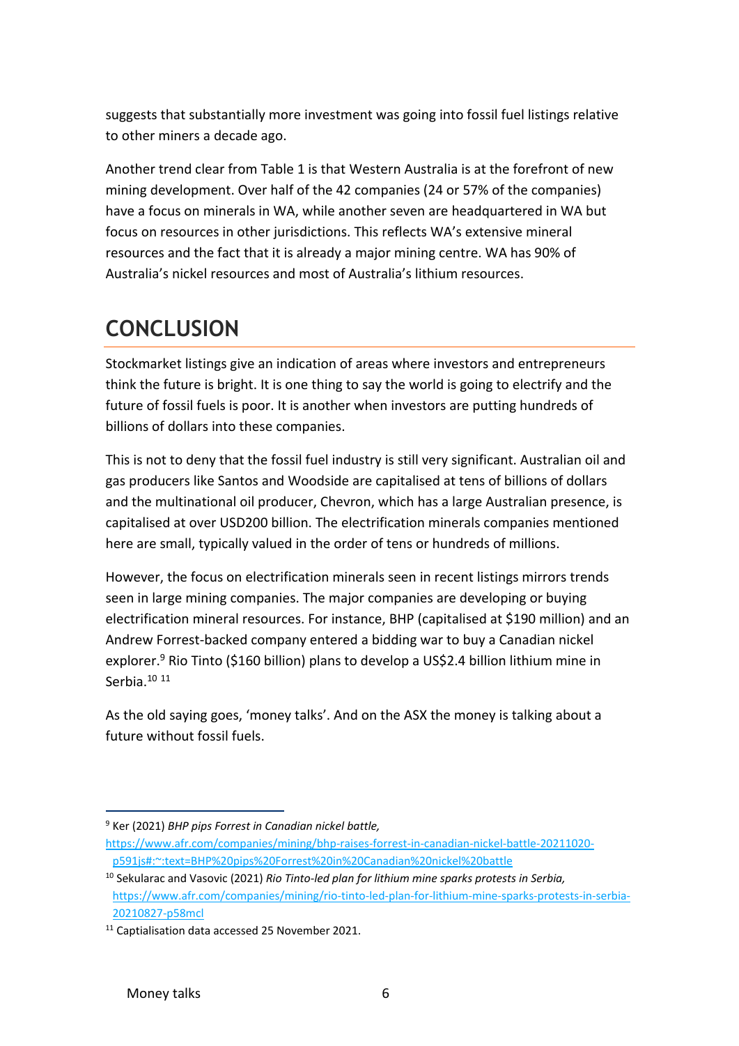suggests that substantially more investment was going into fossil fuel listings relative to other miners a decade ago.

Another trend clear from Table 1 is that Western Australia is at the forefront of new mining development. Over half of the 42 companies (24 or 57% of the companies) have a focus on minerals in WA, while another seven are headquartered in WA but focus on resources in other jurisdictions. This reflects WA's extensive mineral resources and the fact that it is already a major mining centre. WA has 90% of Australia's nickel resources and most of Australia's lithium resources.

## CONCLUSION

Stockmarket listings give an indication of areas where investors and entrepreneurs think the future is bright. It is one thing to say the world is going to electrify and the future of fossil fuels is poor. It is another when investors are putting hundreds of billions of dollars into these companies.

This is not to deny that the fossil fuel industry is still very significant. Australian oil and gas producers like Santos and Woodside are capitalised at tens of billions of dollars and the multinational oil producer, Chevron, which has a large Australian presence, is capitalised at over USD200 billion. The electrification minerals companies mentioned here are small, typically valued in the order of tens or hundreds of millions.

However, the focus on electrification minerals seen in recent listings mirrors trends seen in large mining companies. The major companies are developing or buying electrification mineral resources. For instance, BHP (capitalised at $190 million) and an Andrew Forrest-backed company entered a bidding war to buy a Canadian nickel explorer.[9] Rio Tinto ($160 billion) plans to develop a US$2.4 billion lithium mine in Serbia.[10] [11]

As the old saying goes, 'money talks'. And on the ASX the money is talking about a future without fossil fuels.

---

[9] Ker (2021) *BHP pips Forrest in Canadian nickel battle,* https://www.afr.com/companies/mining/bhp-raises-forrest-in-canadian-nickel-battle-20211020-p591js#:~:text=BHP%20pips%20Forrest%20in%20Canadian%20nickel%20battle

[10] Sekularac and Vasovic (2021) *Rio Tinto-led plan for lithium mine sparks protests in Serbia,* https://www.afr.com/companies/mining/rio-tinto-led-plan-for-lithium-mine-sparks-protests-in-serbia-20210827-p58mcl

[11] Captialisation data accessed 25 November 2021.